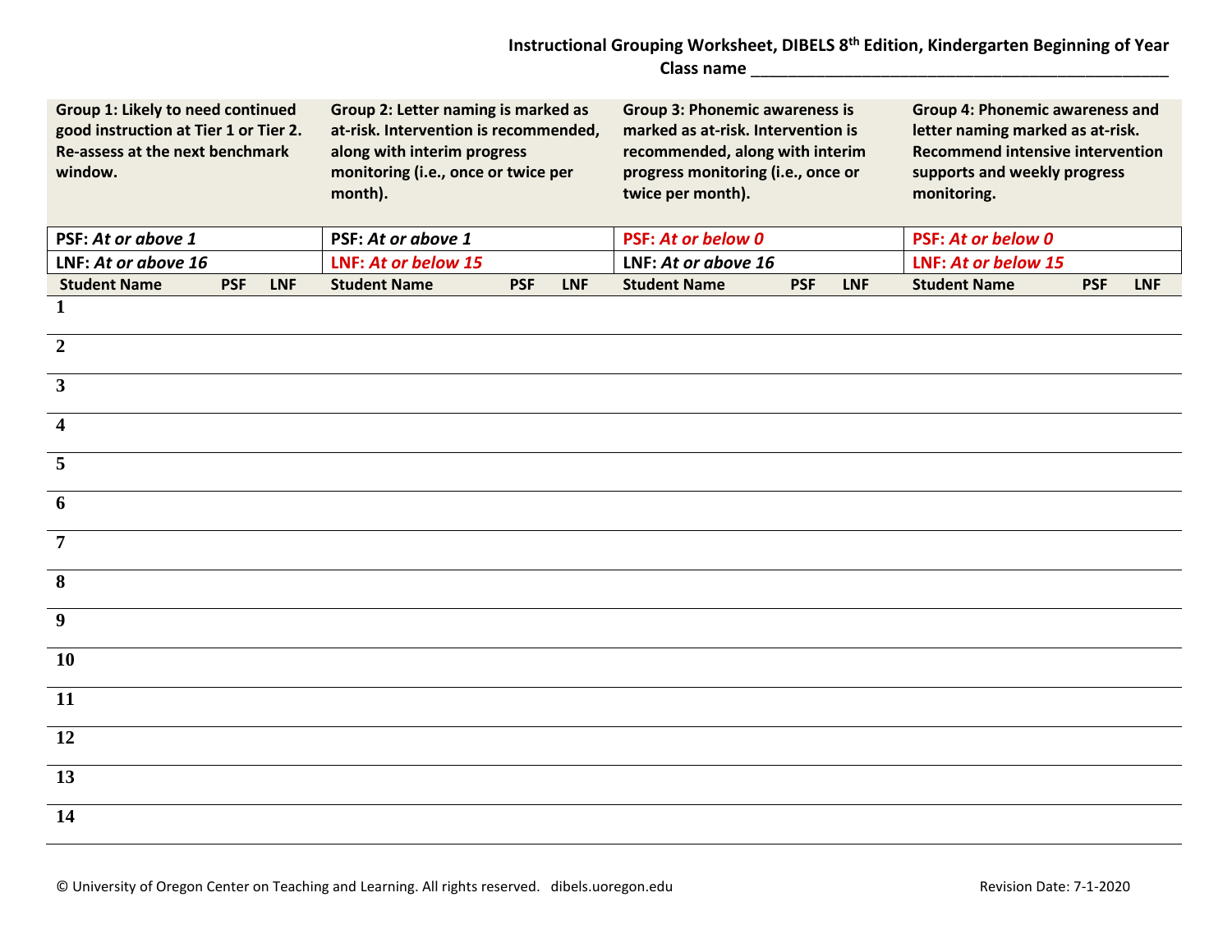**Instructional Grouping Worksheet, DIBELS 8th Edition, Kindergarten Beginning of Year**
**Class name** ____________________________________________

| Group 1: Likely to need continued good instruction at Tier 1 or Tier 2. Re-assess at the next benchmark window. | | | Group 2: Letter naming is marked as at-risk. Intervention is recommended, along with interim progress monitoring (i.e., once or twice per month). | | | Group 3: Phonemic awareness is marked as at-risk. Intervention is recommended, along with interim progress monitoring (i.e., once or twice per month). | | | Group 4: Phonemic awareness and letter naming marked as at-risk. Recommend intensive intervention supports and weekly progress monitoring. | | |
|---|---|---|---|---|---|---|---|---|---|---|---|
| PSF: *At or above 1* | | | PSF: *At or above 1* | | | PSF: *At or below 0* | | | PSF: *At or below 0* | | |
| LNF: *At or above 16* | | | LNF: *At or below 15* | | | LNF: *At or above 16* | | | LNF: *At or below 15* | | |
| **Student Name** | **PSF** | **LNF** | **Student Name** | **PSF** | **LNF** | **Student Name** | **PSF** | **LNF** | **Student Name** | **PSF** | **LNF** |
| **1** | | | | | | | | | | | |
| **2** | | | | | | | | | | | |
| **3** | | | | | | | | | | | |
| **4** | | | | | | | | | | | |
| **5** | | | | | | | | | | | |
| **6** | | | | | | | | | | | |
| **7** | | | | | | | | | | | |
| **8** | | | | | | | | | | | |
| **9** | | | | | | | | | | | |
| **10** | | | | | | | | | | | |
| **11** | | | | | | | | | | | |
| **12** | | | | | | | | | | | |
| **13** | | | | | | | | | | | |
| **14** | | | | | | | | | | | |

© University of Oregon Center on Teaching and Learning. All rights reserved. dibels.uoregon.edu

Revision Date: 7-1-2020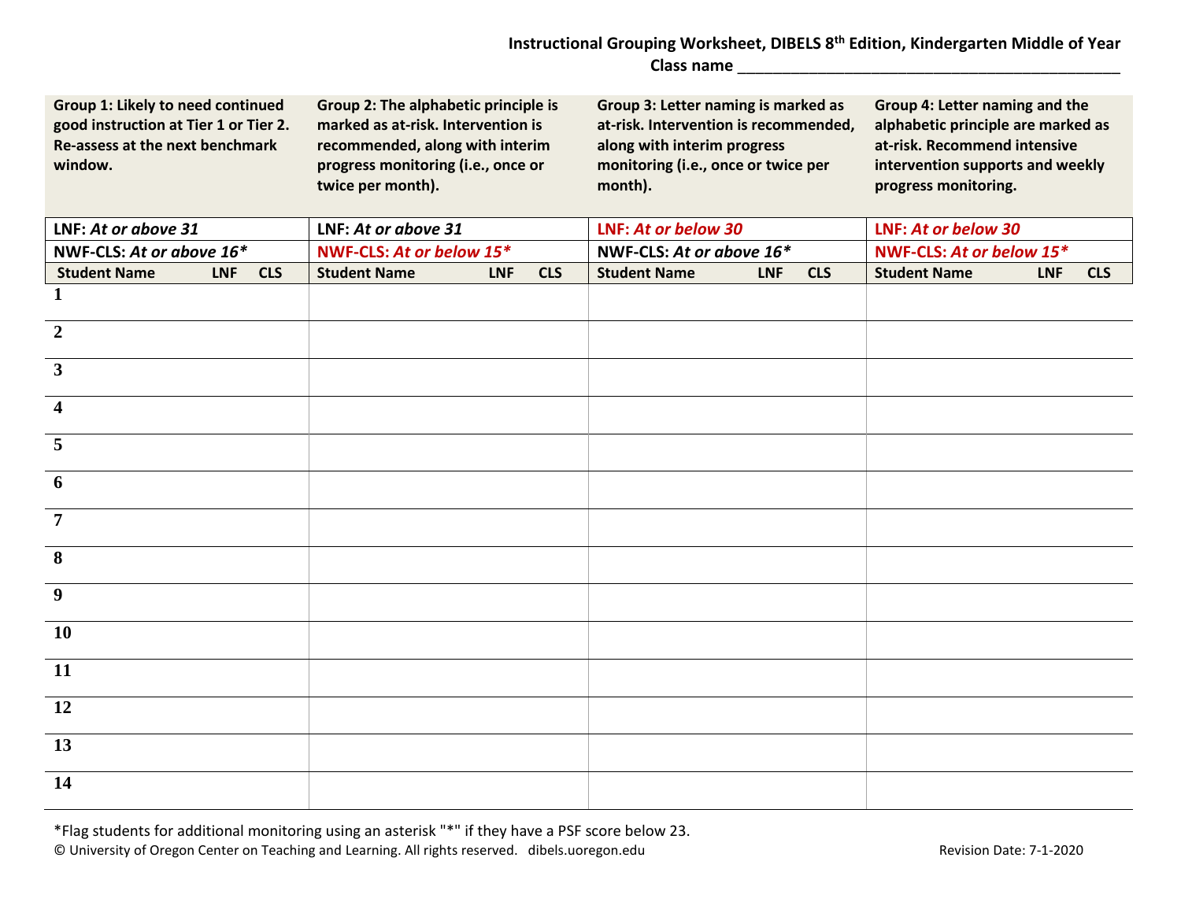**Instructional Grouping Worksheet, DIBELS 8th Edition, Kindergarten Middle of Year**
**Class name ___________________________________________**

| **Group 1: Likely to need continued good instruction at Tier 1 or Tier 2. Re-assess at the next benchmark window.** | | | **Group 2: The alphabetic principle is marked as at-risk. Intervention is recommended, along with interim progress monitoring (i.e., once or twice per month).** | | | **Group 3: Letter naming is marked as at-risk. Intervention is recommended, along with interim progress monitoring (i.e., once or twice per month).** | | | **Group 4: Letter naming and the alphabetic principle are marked as at-risk. Recommend intensive intervention supports and weekly progress monitoring.** | | |
|---|---|---|---|---|---|---|---|---|---|---|---|
| **LNF:** ***At or above 31*** | | | **LNF:** ***At or above 31*** | | | **LNF:** ***At or below 30*** | | | **LNF:** ***At or below 30*** | | |
| **NWF-CLS:** ***At or above 16**** | | | **NWF-CLS:** ***At or below 15**** | | | **NWF-CLS:** ***At or above 16**** | | | **NWF-CLS:** ***At or below 15**** | | |
| **Student Name** | **LNF** | **CLS** | **Student Name** | **LNF** | **CLS** | **Student Name** | **LNF** | **CLS** | **Student Name** | **LNF** | **CLS** |
| **1** | | | | | | | | | | | |
| **2** | | | | | | | | | | | |
| **3** | | | | | | | | | | | |
| **4** | | | | | | | | | | | |
| **5** | | | | | | | | | | | |
| **6** | | | | | | | | | | | |
| **7** | | | | | | | | | | | |
| **8** | | | | | | | | | | | |
| **9** | | | | | | | | | | | |
| **10** | | | | | | | | | | | |
| **11** | | | | | | | | | | | |
| **12** | | | | | | | | | | | |
| **13** | | | | | | | | | | | |
| **14** | | | | | | | | | | | |

*Flag students for additional monitoring using an asterisk "*" if they have a PSF score below 23.

© University of Oregon Center on Teaching and Learning. All rights reserved. dibels.uoregon.edu

Revision Date: 7-1-2020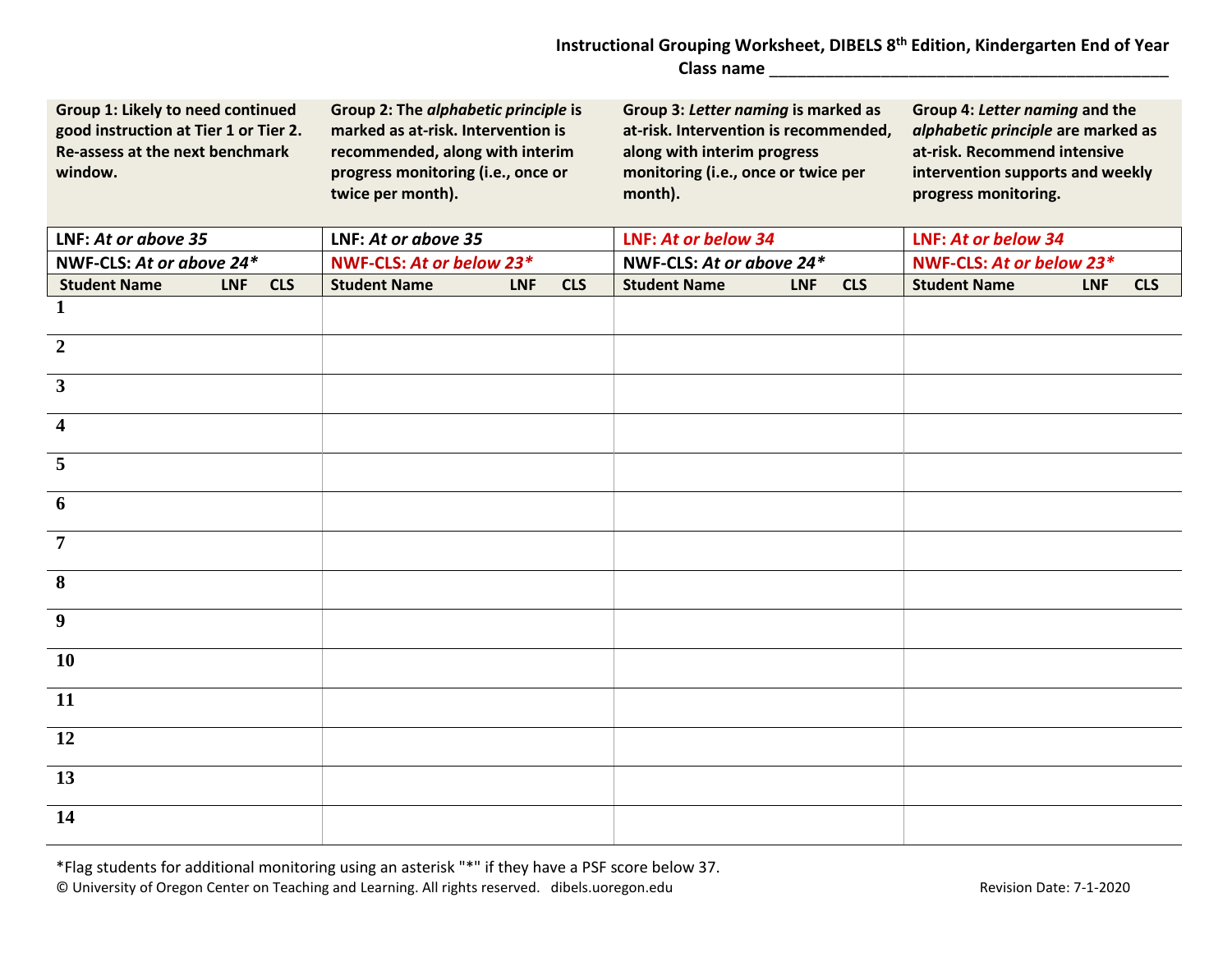**Instructional Grouping Worksheet, DIBELS 8th Edition, Kindergarten End of Year**

**Class name** ___________________________________________

| **Group 1: Likely to need continued good instruction at Tier 1 or Tier 2. Re-assess at the next benchmark window.** | **Group 2: The *alphabetic principle* is marked as at-risk. Intervention is recommended, along with interim progress monitoring (i.e., once or twice per month).** | **Group 3: *Letter naming* is marked as at-risk. Intervention is recommended, along with interim progress monitoring (i.e., once or twice per month).** | **Group 4: *Letter naming* and the *alphabetic principle* are marked as at-risk. Recommend intensive intervention supports and weekly progress monitoring.** |
|---|---|---|---|
| **LNF: *At or above 35*** | **LNF: *At or above 35*** | **LNF: *At or below 34*** | **LNF: *At or below 34*** |
| **NWF-CLS: *At or above 24**** | **NWF-CLS: *At or below 23**** | **NWF-CLS: *At or above 24**** | **NWF-CLS: *At or below 23**** |
| **Student Name LNF CLS** | **Student Name LNF CLS** | **Student Name LNF CLS** | **Student Name LNF CLS** |
| **1** | | | |
| **2** | | | |
| **3** | | | |
| **4** | | | |
| **5** | | | |
| **6** | | | |
| **7** | | | |
| **8** | | | |
| **9** | | | |
| **10** | | | |
| **11** | | | |
| **12** | | | |
| **13** | | | |
| **14** | | | |

*Flag students for additional monitoring using an asterisk "*" if they have a PSF score below 37.

© University of Oregon Center on Teaching and Learning. All rights reserved. dibels.uoregon.edu Revision Date: 7-1-2020